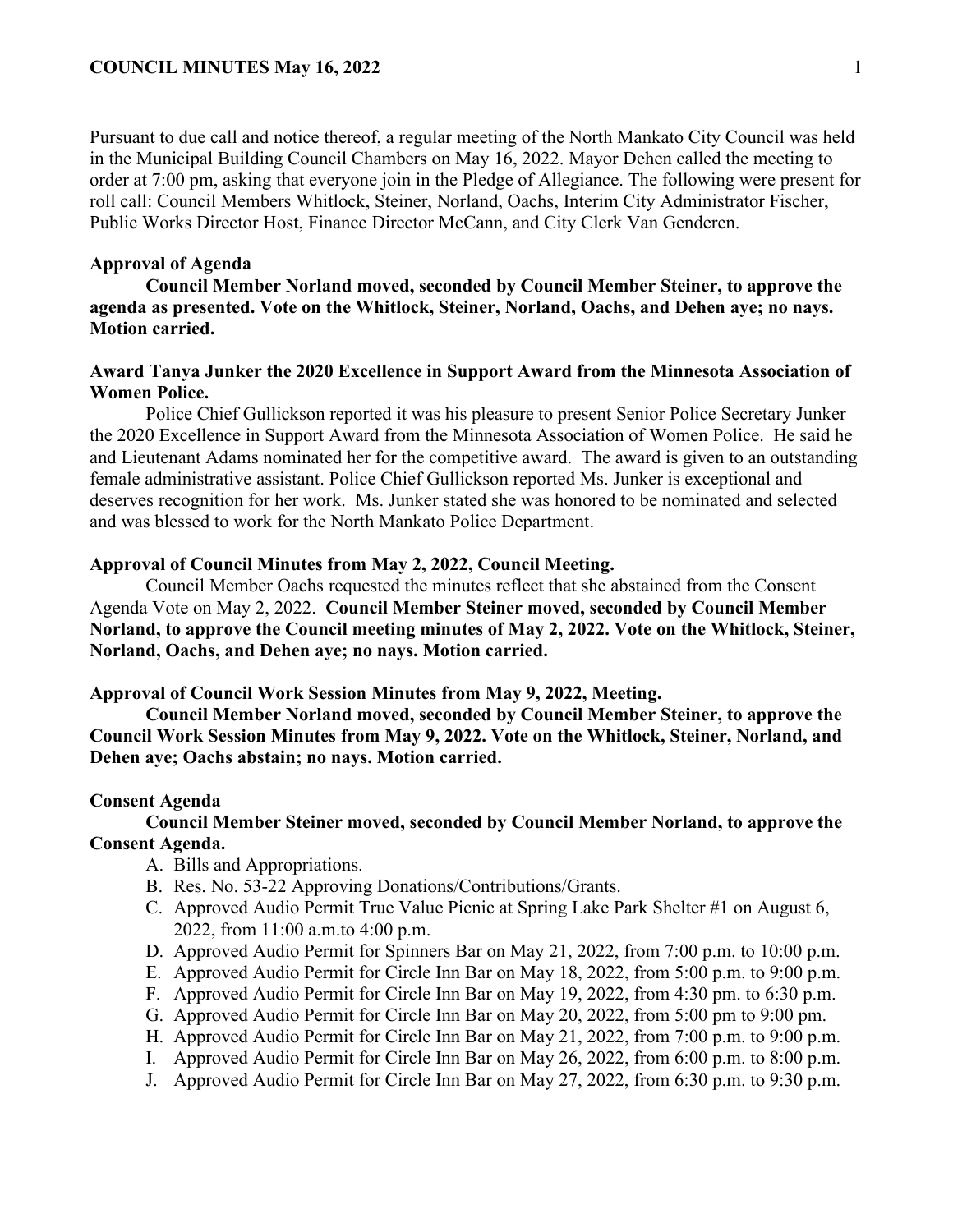Pursuant to due call and notice thereof, a regular meeting of the North Mankato City Council was held in the Municipal Building Council Chambers on May 16, 2022. Mayor Dehen called the meeting to order at 7:00 pm, asking that everyone join in the Pledge of Allegiance. The following were present for roll call: Council Members Whitlock, Steiner, Norland, Oachs, Interim City Administrator Fischer, Public Works Director Host, Finance Director McCann, and City Clerk Van Genderen.

**Approval of Agenda**

**Council Member Norland moved, seconded by Council Member Steiner, to approve the agenda as presented. Vote on the Whitlock, Steiner, Norland, Oachs, and Dehen aye; no nays. Motion carried.**

**Award Tanya Junker the 2020 Excellence in Support Award from the Minnesota Association of Women Police.**

Police Chief Gullickson reported it was his pleasure to present Senior Police Secretary Junker the 2020 Excellence in Support Award from the Minnesota Association of Women Police. He said he and Lieutenant Adams nominated her for the competitive award. The award is given to an outstanding female administrative assistant. Police Chief Gullickson reported Ms. Junker is exceptional and deserves recognition for her work. Ms. Junker stated she was honored to be nominated and selected and was blessed to work for the North Mankato Police Department.

**Approval of Council Minutes from May 2, 2022, Council Meeting.**

Council Member Oachs requested the minutes reflect that she abstained from the Consent Agenda Vote on May 2, 2022. **Council Member Steiner moved, seconded by Council Member Norland, to approve the Council meeting minutes of May 2, 2022. Vote on the Whitlock, Steiner, Norland, Oachs, and Dehen aye; no nays. Motion carried.**

**Approval of Council Work Session Minutes from May 9, 2022, Meeting.**

**Council Member Norland moved, seconded by Council Member Steiner, to approve the Council Work Session Minutes from May 9, 2022. Vote on the Whitlock, Steiner, Norland, and Dehen aye; Oachs abstain; no nays. Motion carried.**

**Consent Agenda**

**Council Member Steiner moved, seconded by Council Member Norland, to approve the Consent Agenda.**

A. Bills and Appropriations.
B. Res. No. 53-22 Approving Donations/Contributions/Grants.
C. Approved Audio Permit True Value Picnic at Spring Lake Park Shelter #1 on August 6, 2022, from 11:00 a.m.to 4:00 p.m.
D. Approved Audio Permit for Spinners Bar on May 21, 2022, from 7:00 p.m. to 10:00 p.m.
E. Approved Audio Permit for Circle Inn Bar on May 18, 2022, from 5:00 p.m. to 9:00 p.m.
F. Approved Audio Permit for Circle Inn Bar on May 19, 2022, from 4:30 pm. to 6:30 p.m.
G. Approved Audio Permit for Circle Inn Bar on May 20, 2022, from 5:00 pm pm to 9:00 pm.
H. Approved Audio Permit for Circle Inn Bar on May 21, 2022, from 7:00 p.m. to 9:00 p.m.
I. Approved Audio Permit for Circle Inn Bar on May 26, 2022, from 6:00 p.m. to 8:00 p.m.
J. Approved Audio Permit for Circle Inn Bar on May 27, 2022, from 6:30 p.m. to 9:30 p.m.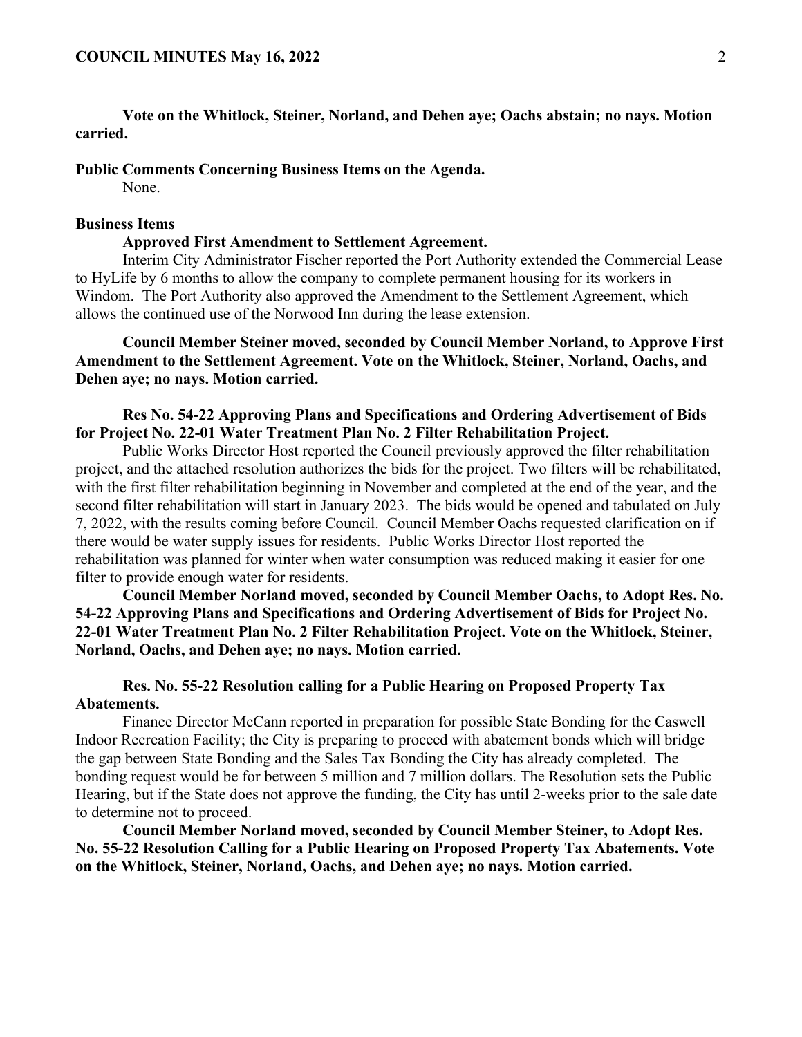**Vote on the Whitlock, Steiner, Norland, and Dehen aye; Oachs abstain; no nays. Motion carried.**

**Public Comments Concerning Business Items on the Agenda.**

None.

**Business Items**

**Approved First Amendment to Settlement Agreement.**

Interim City Administrator Fischer reported the Port Authority extended the Commercial Lease to HyLife by 6 months to allow the company to complete permanent housing for its workers in Windom. The Port Authority also approved the Amendment to the Settlement Agreement, which allows the continued use of the Norwood Inn during the lease extension.

**Council Member Steiner moved, seconded by Council Member Norland, to Approve First Amendment to the Settlement Agreement. Vote on the Whitlock, Steiner, Norland, Oachs, and Dehen aye; no nays. Motion carried.**

**Res No. 54-22 Approving Plans and Specifications and Ordering Advertisement of Bids for Project No. 22-01 Water Treatment Plan No. 2 Filter Rehabilitation Project.**

Public Works Director Host reported the Council previously approved the filter rehabilitation project, and the attached resolution authorizes the bids for the project. Two filters will be rehabilitated, with the first filter rehabilitation beginning in November and completed at the end of the year, and the second filter rehabilitation will start in January 2023. The bids would be opened and tabulated on July 7, 2022, with the results coming before Council. Council Member Oachs requested clarification on if there would be water supply issues for residents. Public Works Director Host reported the rehabilitation was planned for winter when water consumption was reduced making it easier for one filter to provide enough water for residents.

**Council Member Norland moved, seconded by Council Member Oachs, to Adopt Res. No. 54-22 Approving Plans and Specifications and Ordering Advertisement of Bids for Project No. 22-01 Water Treatment Plan No. 2 Filter Rehabilitation Project. Vote on the Whitlock, Steiner, Norland, Oachs, and Dehen aye; no nays. Motion carried.**

**Res. No. 55-22 Resolution calling for a Public Hearing on Proposed Property Tax Abatements.**

Finance Director McCann reported in preparation for possible State Bonding for the Caswell Indoor Recreation Facility; the City is preparing to proceed with abatement bonds which will bridge the gap between State Bonding and the Sales Tax Bonding the City has already completed. The bonding request would be for between 5 million and 7 million dollars. The Resolution sets the Public Hearing, but if the State does not approve the funding, the City has until 2-weeks prior to the sale date to determine not to proceed.

**Council Member Norland moved, seconded by Council Member Steiner, to Adopt Res. No. 55-22 Resolution Calling for a Public Hearing on Proposed Property Tax Abatements. Vote on the Whitlock, Steiner, Norland, Oachs, and Dehen aye; no nays. Motion carried.**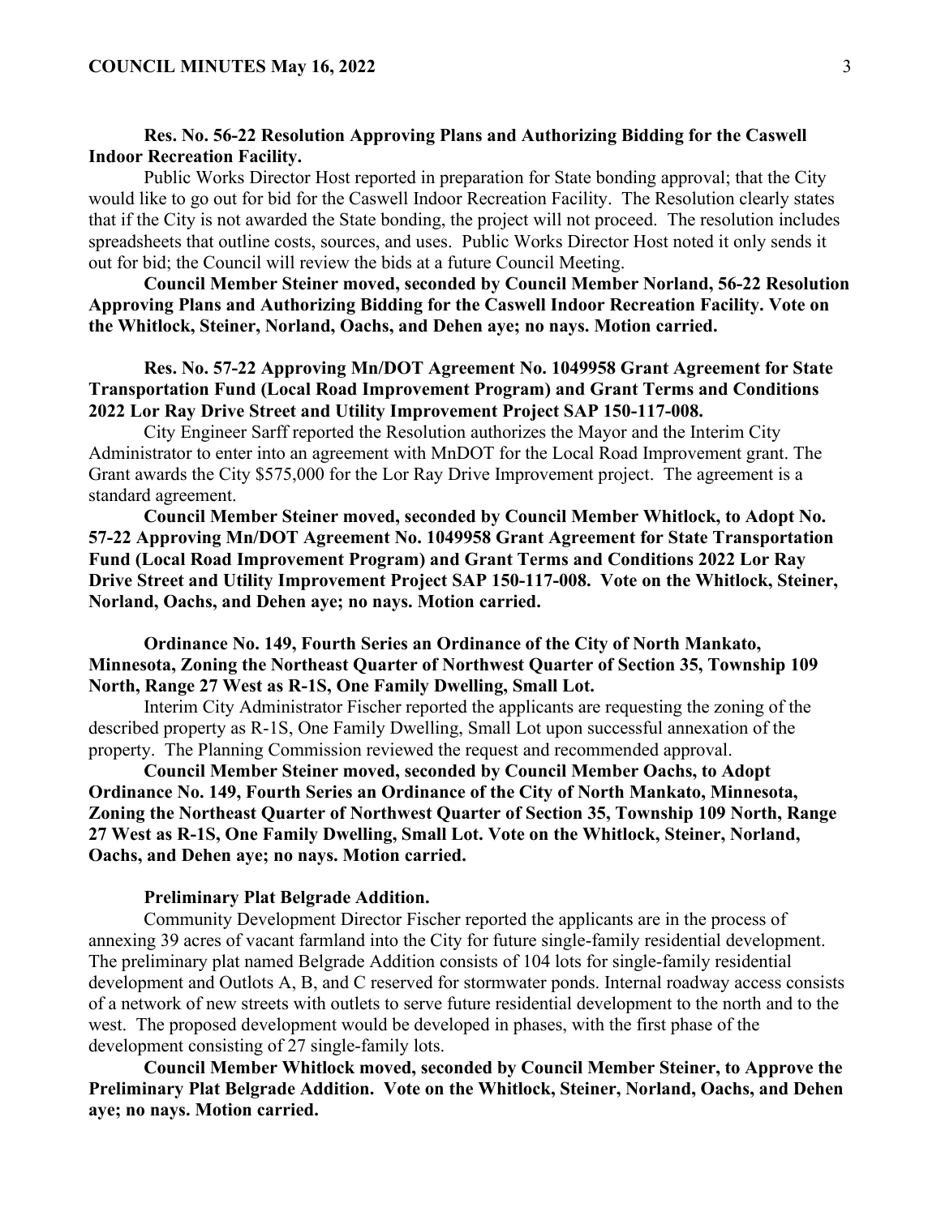**Res. No. 56-22 Resolution Approving Plans and Authorizing Bidding for the Caswell Indoor Recreation Facility.**

Public Works Director Host reported in preparation for State bonding approval; that the City would like to go out for bid for the Caswell Indoor Recreation Facility. The Resolution clearly states that if the City is not awarded the State bonding, the project will not proceed. The resolution includes spreadsheets that outline costs, sources, and uses. Public Works Director Host noted it only sends it out for bid; the Council will review the bids at a future Council Meeting.

**Council Member Steiner moved, seconded by Council Member Norland, 56-22 Resolution Approving Plans and Authorizing Bidding for the Caswell Indoor Recreation Facility. Vote on the Whitlock, Steiner, Norland, Oachs, and Dehen aye; no nays. Motion carried.**

**Res. No. 57-22 Approving Mn/DOT Agreement No. 1049958 Grant Agreement for State Transportation Fund (Local Road Improvement Program) and Grant Terms and Conditions 2022 Lor Ray Drive Street and Utility Improvement Project SAP 150-117-008.**

City Engineer Sarff reported the Resolution authorizes the Mayor and the Interim City Administrator to enter into an agreement with MnDOT for the Local Road Improvement grant. The Grant awards the City $575,000 for the Lor Ray Drive Improvement project. The agreement is a standard agreement.

**Council Member Steiner moved, seconded by Council Member Whitlock, to Adopt No. 57-22 Approving Mn/DOT Agreement No. 1049958 Grant Agreement for State Transportation Fund (Local Road Improvement Program) and Grant Terms and Conditions 2022 Lor Ray Drive Street and Utility Improvement Project SAP 150-117-008. Vote on the Whitlock, Steiner, Norland, Oachs, and Dehen aye; no nays. Motion carried.**

**Ordinance No. 149, Fourth Series an Ordinance of the City of North Mankato, Minnesota, Zoning the Northeast Quarter of Northwest Quarter of Section 35, Township 109 North, Range 27 West as R-1S, One Family Dwelling, Small Lot.**

Interim City Administrator Fischer reported the applicants are requesting the zoning of the described property as R-1S, One Family Dwelling, Small Lot upon successful annexation of the property. The Planning Commission reviewed the request and recommended approval.

**Council Member Steiner moved, seconded by Council Member Oachs, to Adopt Ordinance No. 149, Fourth Series an Ordinance of the City of North Mankato, Minnesota, Zoning the Northeast Quarter of Northwest Quarter of Section 35, Township 109 North, Range 27 West as R-1S, One Family Dwelling, Small Lot. Vote on the Whitlock, Steiner, Norland, Oachs, and Dehen aye; no nays. Motion carried.**

**Preliminary Plat Belgrade Addition.**

Community Development Director Fischer reported the applicants are in the process of annexing 39 acres of vacant farmland into the City for future single-family residential development. The preliminary plat named Belgrade Addition consists of 104 lots for single-family residential development and Outlots A, B, and C reserved for stormwater ponds. Internal roadway access consists of a network of new streets with outlets to serve future residential development to the north and to the west. The proposed development would be developed in phases, with the first phase of the development consisting of 27 single-family lots.

**Council Member Whitlock moved, seconded by Council Member Steiner, to Approve the Preliminary Plat Belgrade Addition. Vote on the Whitlock, Steiner, Norland, Oachs, and Dehen aye; no nays. Motion carried.**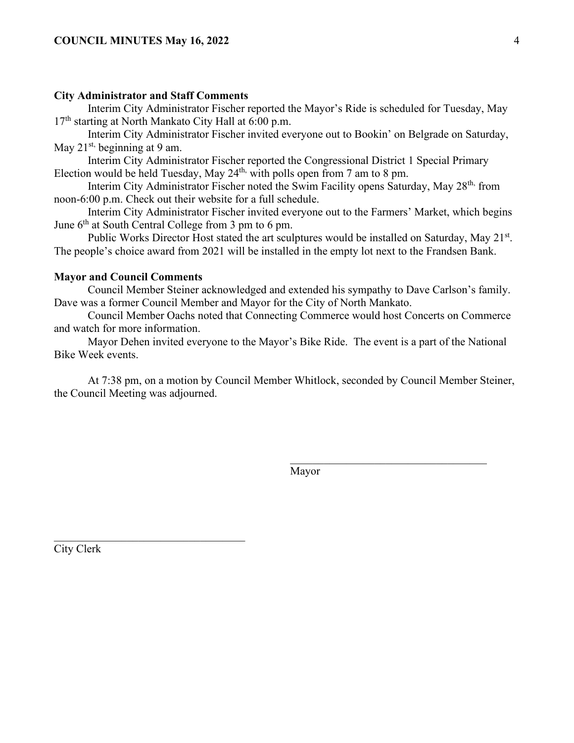**City Administrator and Staff Comments**

Interim City Administrator Fischer reported the Mayor's Ride is scheduled for Tuesday, May 17th starting at North Mankato City Hall at 6:00 p.m.

Interim City Administrator Fischer invited everyone out to Bookin' on Belgrade on Saturday, May 21st, beginning at 9 am.

Interim City Administrator Fischer reported the Congressional District 1 Special Primary Election would be held Tuesday, May 24th, with polls open from 7 am to 8 pm.

Interim City Administrator Fischer noted the Swim Facility opens Saturday, May 28th, from noon-6:00 p.m. Check out their website for a full schedule.

Interim City Administrator Fischer invited everyone out to the Farmers' Market, which begins June 6th at South Central College from 3 pm to 6 pm.

Public Works Director Host stated the art sculptures would be installed on Saturday, May 21st. The people's choice award from 2021 will be installed in the empty lot next to the Frandsen Bank.

**Mayor and Council Comments**

Council Member Steiner acknowledged and extended his sympathy to Dave Carlson's family. Dave was a former Council Member and Mayor for the City of North Mankato.

Council Member Oachs noted that Connecting Commerce would host Concerts on Commerce and watch for more information.

Mayor Dehen invited everyone to the Mayor's Bike Ride. The event is a part of the National Bike Week events.

At 7:38 pm, on a motion by Council Member Whitlock, seconded by Council Member Steiner, the Council Meeting was adjourned.

\_\_\_\_\_\_\_\_\_\_\_\_\_\_\_\_\_\_\_\_\_\_\_\_\_\_\_\_\_\_\_\_\_\_\_\_

Mayor

\_\_\_\_\_\_\_\_\_\_\_\_\_\_\_\_\_\_\_\_\_\_\_\_\_\_\_\_\_\_\_\_\_\_\_\_

City Clerk